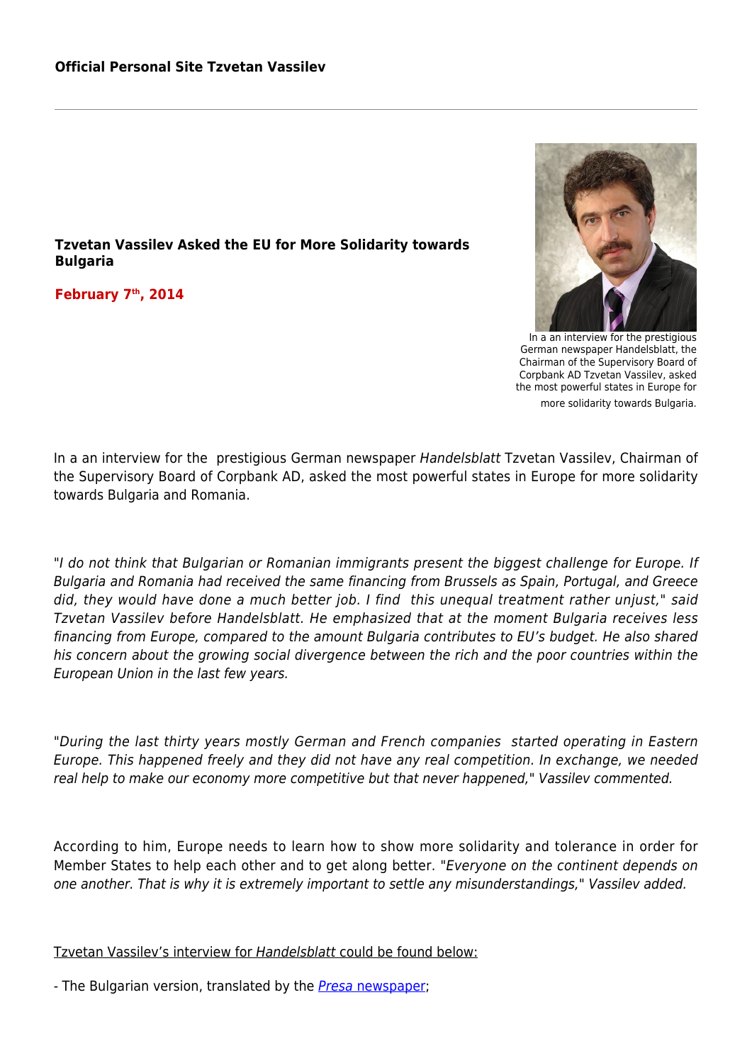**Official Personal Site Tzvetan Vassilev**

## Tzvetan Vassilev Asked the EU for More Solidarity towards Bulgaria

**February 7th, 2014**

In a an interview for the prestigious German newspaper Handelsblatt, the Chairman of the Supervisory Board of Corpbank AD Tzvetan Vassilev, asked the most powerful states in Europe for more solidarity towards Bulgaria.

In a an interview for the prestigious German newspaper *Handelsblatt* Tzvetan Vassilev, Chairman of the Supervisory Board of Corpbank AD, asked the most powerful states in Europe for more solidarity towards Bulgaria and Romania.

"*I do not think that Bulgarian or Romanian immigrants present the biggest challenge for Europe. If Bulgaria and Romania had received the same financing from Brussels as Spain, Portugal, and Greece did, they would have done a much better job. I find this unequal treatment rather unjust,*" *said Tzvetan Vassilev before Handelsblatt. He emphasized that at the moment Bulgaria receives less financing from Europe, compared to the amount Bulgaria contributes to EU's budget. He also shared his concern about the growing social divergence between the rich and the poor countries within the European Union in the last few years.*

"*During the last thirty years mostly German and French companies started operating in Eastern Europe. This happened freely and they did not have any real competition. In exchange, we needed real help to make our economy more competitive but that never happened,*" *Vassilev commented.*

According to him, Europe needs to learn how to show more solidarity and tolerance in order for Member States to help each other and to get along better. "*Everyone on the continent depends on one another. That is why it is extremely important to settle any misunderstandings,*" *Vassilev added.*

Tzvetan Vassilev's interview for *Handelsblatt* could be found below:

- The Bulgarian version, translated by the *Presa* newspaper;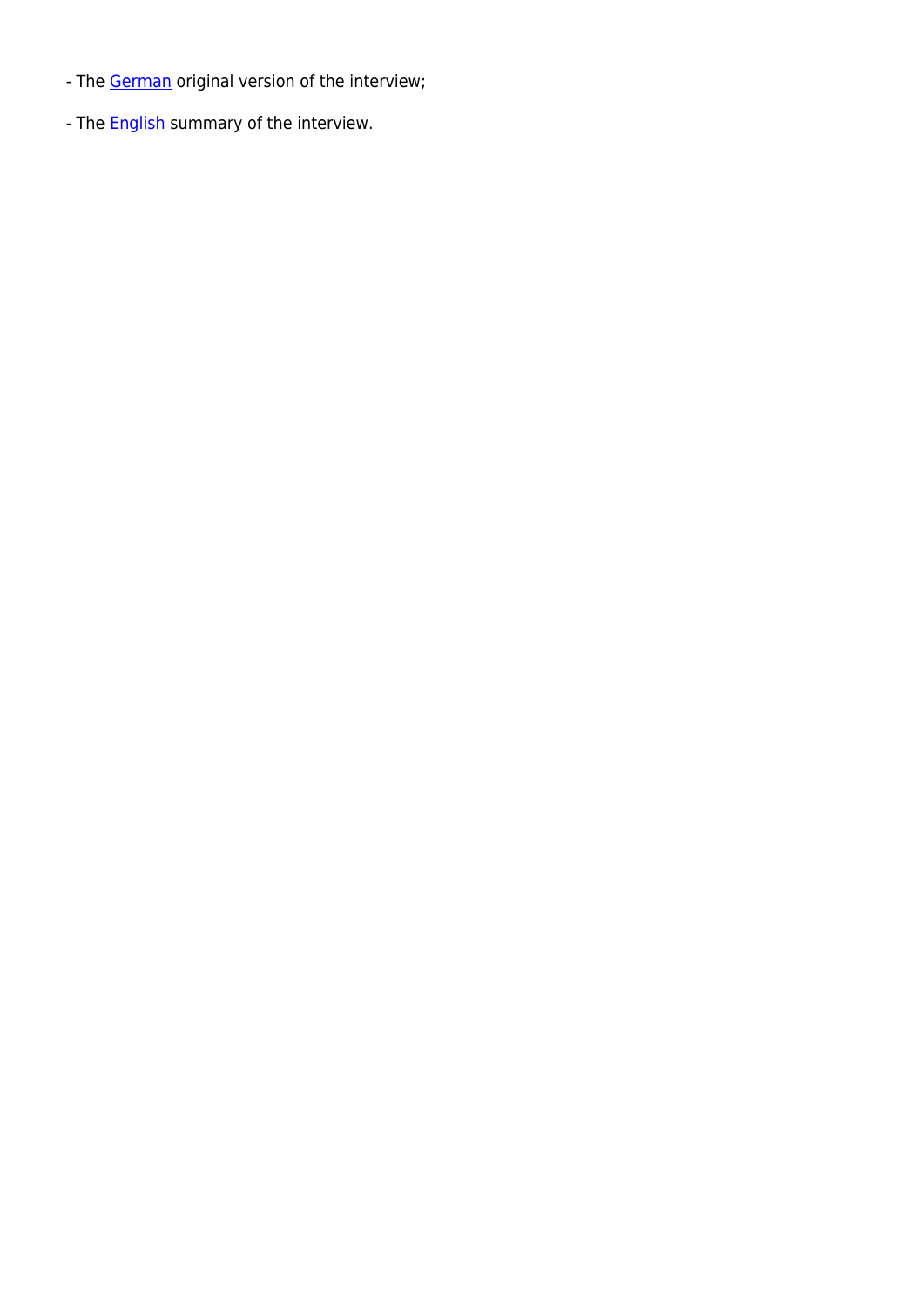- The [German](German) original version of the interview;

- The [English](English) summary of the interview.